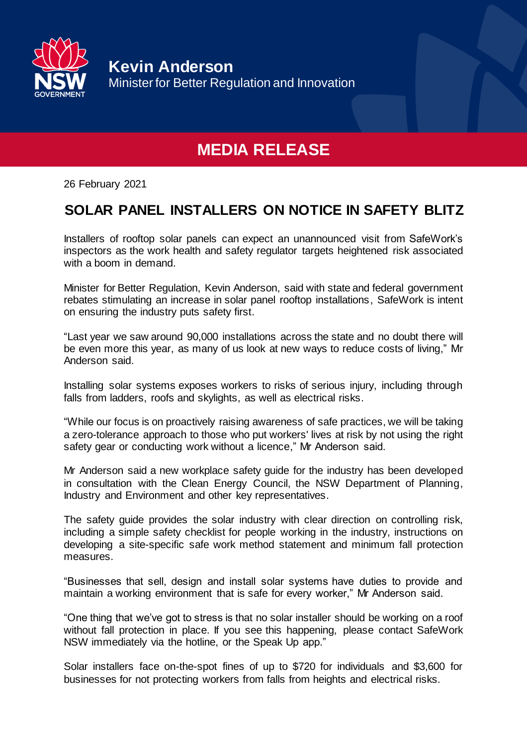**Kevin Anderson**
Minister for Better Regulation and Innovation

# MEDIA RELEASE

26 February 2021

## SOLAR PANEL INSTALLERS ON NOTICE IN SAFETY BLITZ

Installers of rooftop solar panels can expect an unannounced visit from SafeWork's inspectors as the work health and safety regulator targets heightened risk associated with a boom in demand.

Minister for Better Regulation, Kevin Anderson, said with state and federal government rebates stimulating an increase in solar panel rooftop installations, SafeWork is intent on ensuring the industry puts safety first.

"Last year we saw around 90,000 installations across the state and no doubt there will be even more this year, as many of us look at new ways to reduce costs of living," Mr Anderson said.

Installing solar systems exposes workers to risks of serious injury, including through falls from ladders, roofs and skylights, as well as electrical risks.

"While our focus is on proactively raising awareness of safe practices, we will be taking a zero-tolerance approach to those who put workers' lives at risk by not using the right safety gear or conducting work without a licence," Mr Anderson said.

Mr Anderson said a new workplace safety guide for the industry has been developed in consultation with the Clean Energy Council, the NSW Department of Planning, Industry and Environment and other key representatives.

The safety guide provides the solar industry with clear direction on controlling risk, including a simple safety checklist for people working in the industry, instructions on developing a site-specific safe work method statement and minimum fall protection measures.

"Businesses that sell, design and install solar systems have duties to provide and maintain a working environment that is safe for every worker," Mr Anderson said.

"One thing that we've got to stress is that no solar installer should be working on a roof without fall protection in place. If you see this happening, please contact SafeWork NSW immediately via the hotline, or the Speak Up app."

Solar installers face on-the-spot fines of up to $720 for individuals and $3,600 for businesses for not protecting workers from falls from heights and electrical risks.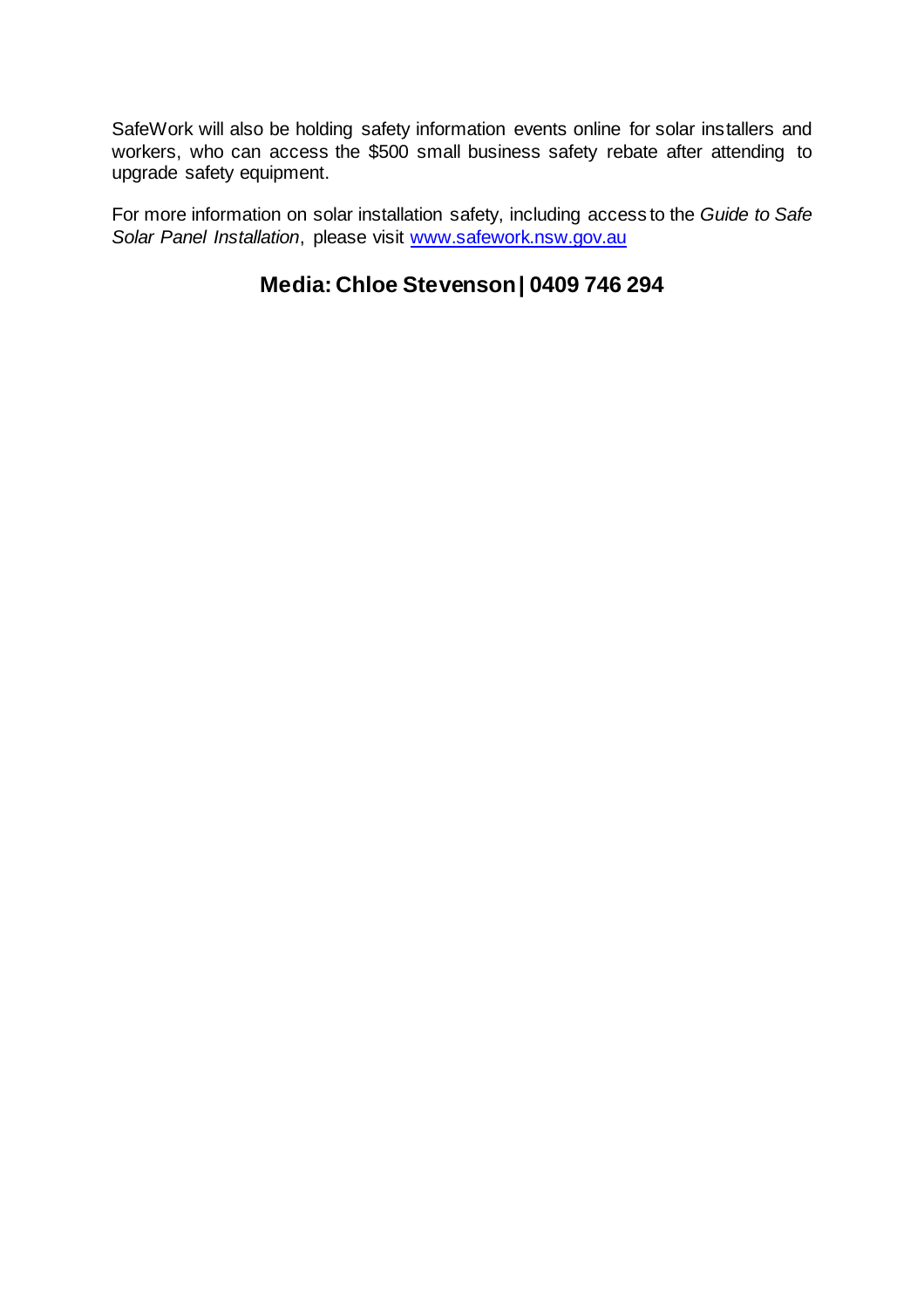SafeWork will also be holding safety information events online for solar installers and workers, who can access the $500 small business safety rebate after attending to upgrade safety equipment.

For more information on solar installation safety, including access to the *Guide to Safe Solar Panel Installation*, please visit [www.safework.nsw.gov.au](http://www.safework.nsw.gov.au)

**Media: Chloe Stevenson | 0409 746 294**